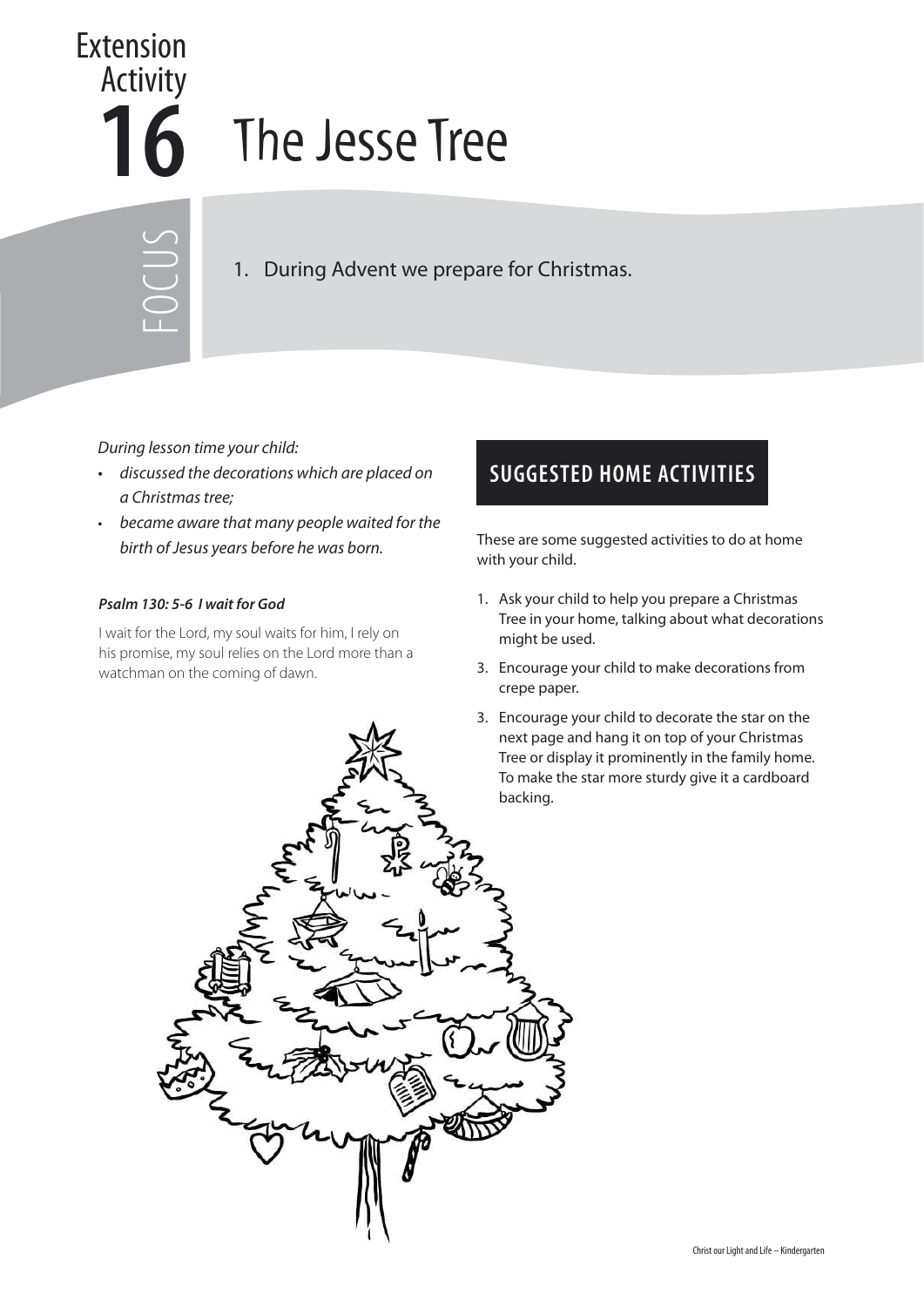# Extension Activity 16 The Jesse Tree

## FOCUS

1. During Advent we prepare for Christmas.

*During lesson time your child:*

- *discussed the decorations which are placed on a Christmas tree;*
- *became aware that many people waited for the birth of Jesus years before he was born.*

***Psalm 130: 5-6 I wait for God***

I wait for the Lord, my soul waits for him, I rely on his promise, my soul relies on the Lord more than a watchman on the coming of dawn.

## SUGGESTED HOME ACTIVITIES

These are some suggested activities to do at home with your child.

1. Ask your child to help you prepare a Christmas Tree in your home, talking about what decorations might be used.
3. Encourage your child to make decorations from crepe paper.
3. Encourage your child to decorate the star on the next page and hang it on top of your Christmas Tree or display it prominently in the family home. To make the star more sturdy give it a cardboard backing.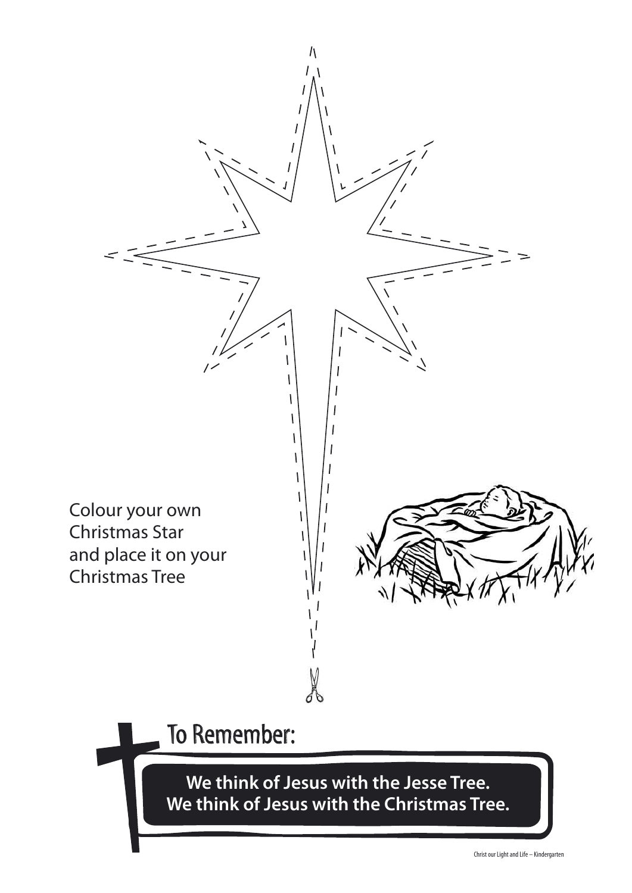Colour your own
Christmas Star
and place it on your
Christmas Tree

## To Remember:

**We think of Jesus with the Jesse Tree.**
**We think of Jesus with the Christmas Tree.**